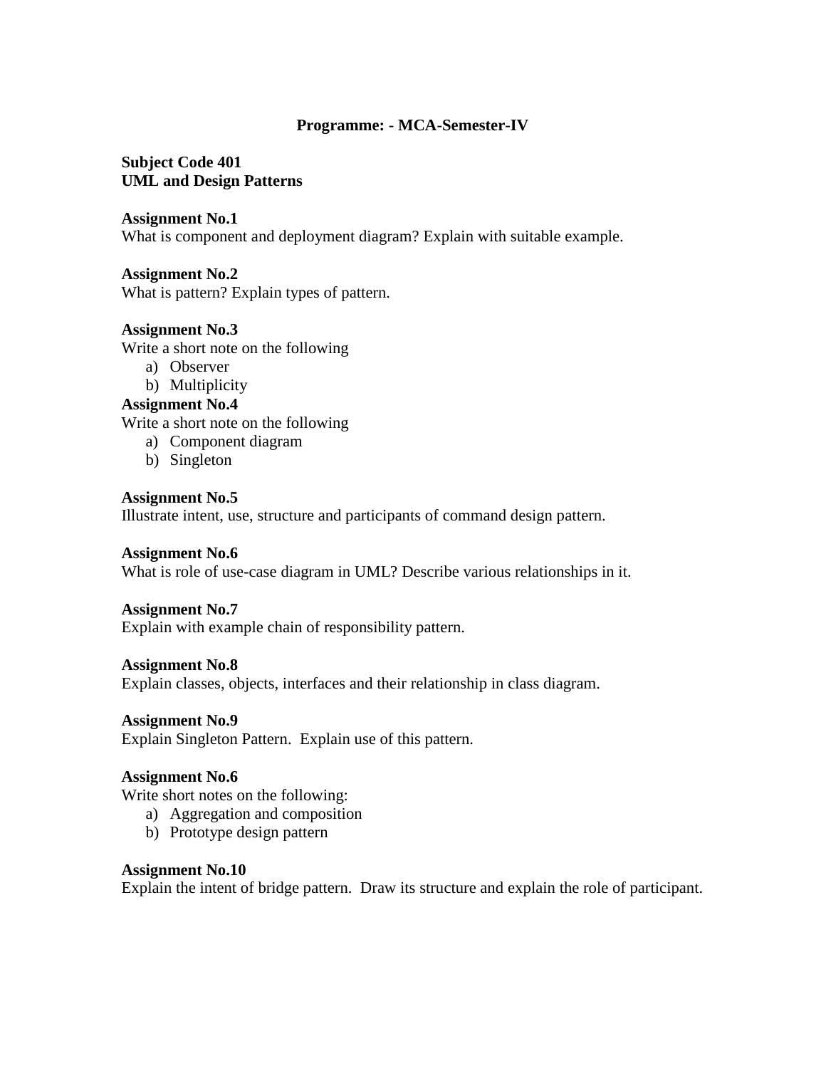**Programme: - MCA-Semester-IV**

**Subject Code 401**
**UML and Design Patterns**

**Assignment No.1**
What is component and deployment diagram? Explain with suitable example.

**Assignment No.2**
What is pattern? Explain types of pattern.

**Assignment No.3**
Write a short note on the following

a) Observer
b) Multiplicity

**Assignment No.4**
Write a short note on the following

a) Component diagram
b) Singleton

**Assignment No.5**
Illustrate intent, use, structure and participants of command design pattern.

**Assignment No.6**
What is role of use-case diagram in UML? Describe various relationships in it.

**Assignment No.7**
Explain with example chain of responsibility pattern.

**Assignment No.8**
Explain classes, objects, interfaces and their relationship in class diagram.

**Assignment No.9**
Explain Singleton Pattern. Explain use of this pattern.

**Assignment No.6**
Write short notes on the following:

a) Aggregation and composition
b) Prototype design pattern

**Assignment No.10**
Explain the intent of bridge pattern. Draw its structure and explain the role of participant.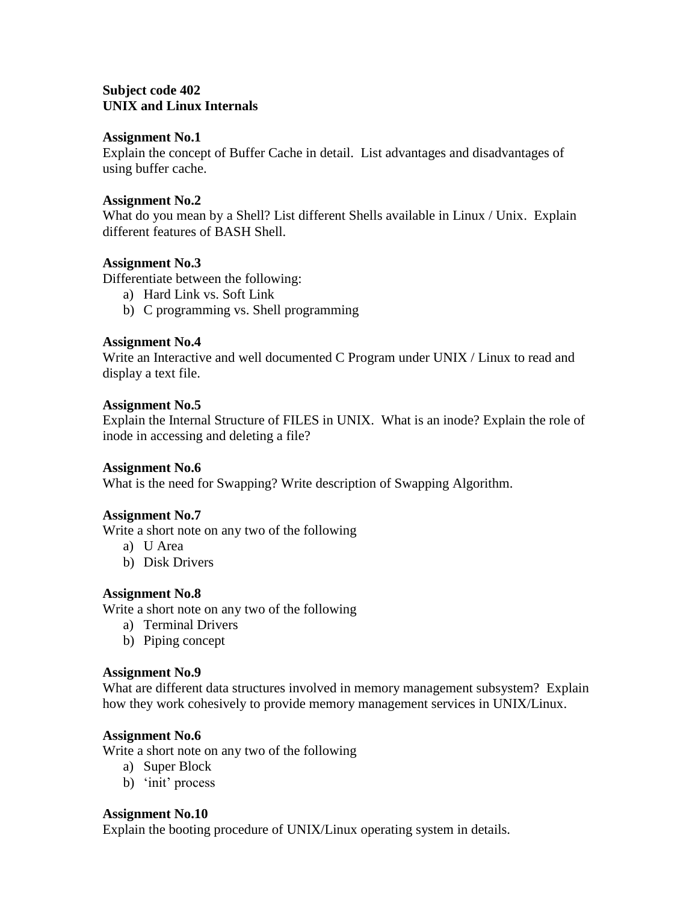**Subject code 402**
**UNIX and Linux Internals**

**Assignment No.1**
Explain the concept of Buffer Cache in detail. List advantages and disadvantages of using buffer cache.

**Assignment No.2**
What do you mean by a Shell? List different Shells available in Linux / Unix. Explain different features of BASH Shell.

**Assignment No.3**
Differentiate between the following:

a) Hard Link vs. Soft Link
b) C programming vs. Shell programming

**Assignment No.4**
Write an Interactive and well documented C Program under UNIX / Linux to read and display a text file.

**Assignment No.5**
Explain the Internal Structure of FILES in UNIX. What is an inode? Explain the role of inode in accessing and deleting a file?

**Assignment No.6**
What is the need for Swapping? Write description of Swapping Algorithm.

**Assignment No.7**
Write a short note on any two of the following

a) U Area
b) Disk Drivers

**Assignment No.8**
Write a short note on any two of the following

a) Terminal Drivers
b) Piping concept

**Assignment No.9**
What are different data structures involved in memory management subsystem? Explain how they work cohesively to provide memory management services in UNIX/Linux.

**Assignment No.6**
Write a short note on any two of the following

a) Super Block
b) 'init' process

**Assignment No.10**
Explain the booting procedure of UNIX/Linux operating system in details.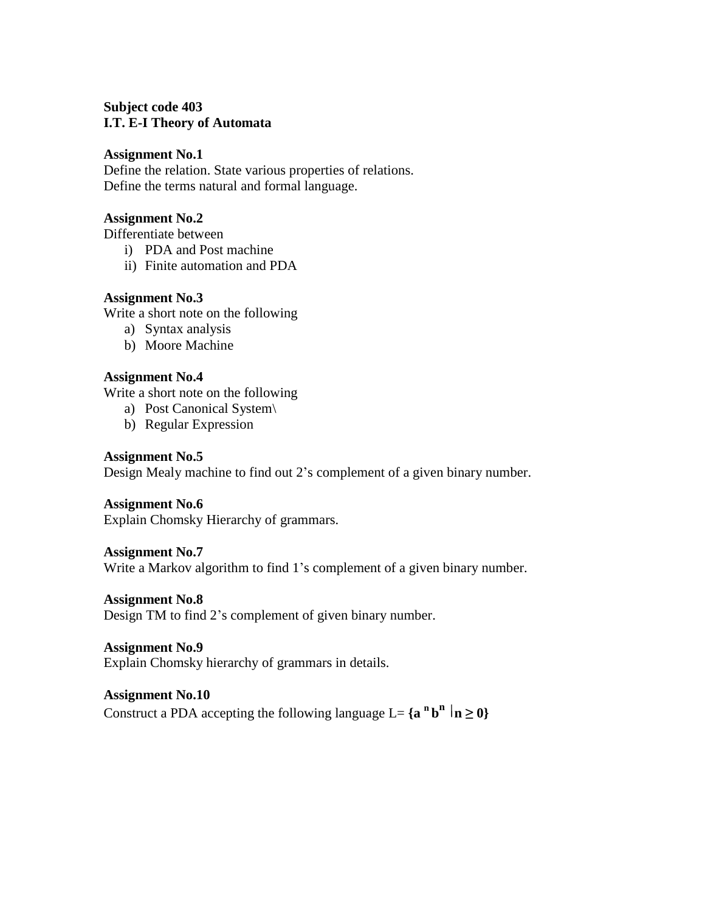**Subject code 403**
**I.T. E-I Theory of Automata**

**Assignment No.1**
Define the relation. State various properties of relations.
Define the terms natural and formal language.

**Assignment No.2**
Differentiate between

i) PDA and Post machine
ii) Finite automation and PDA

**Assignment No.3**
Write a short note on the following

a) Syntax analysis
b) Moore Machine

**Assignment No.4**
Write a short note on the following

a) Post Canonical System\
b) Regular Expression

**Assignment No.5**
Design Mealy machine to find out 2's complement of a given binary number.

**Assignment No.6**
Explain Chomsky Hierarchy of grammars.

**Assignment No.7**
Write a Markov algorithm to find 1's complement of a given binary number.

**Assignment No.8**
Design TM to find 2's complement of given binary number.

**Assignment No.9**
Explain Chomsky hierarchy of grammars in details.

**Assignment No.10**
Construct a PDA accepting the following language L= $\{a^n b^n \mid n \geq 0\}$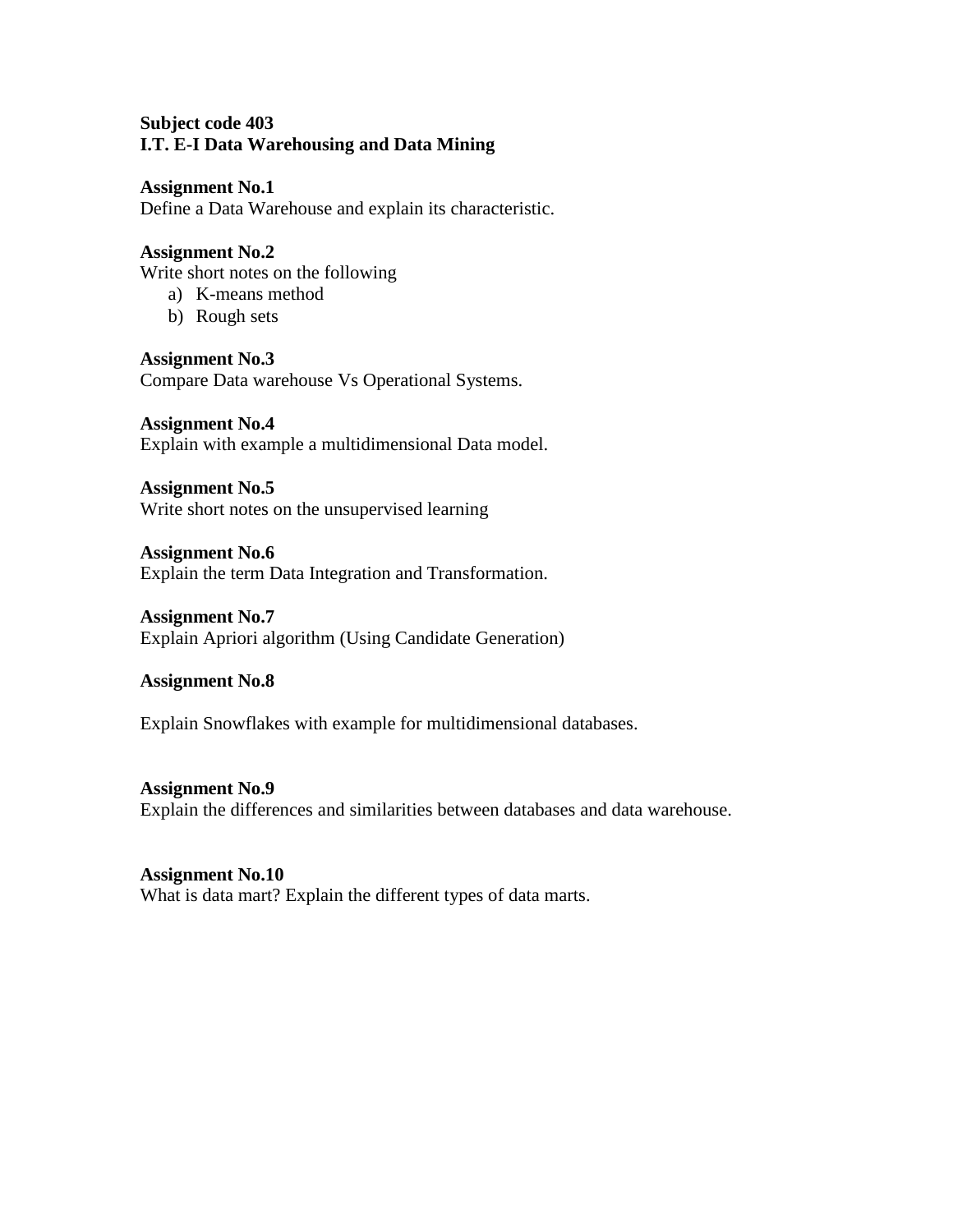**Subject code 403**
**I.T. E-I Data Warehousing and Data Mining**

**Assignment No.1**
Define a Data Warehouse and explain its characteristic.

**Assignment No.2**
Write short notes on the following

a) K-means method
b) Rough sets

**Assignment No.3**
Compare Data warehouse Vs Operational Systems.

**Assignment No.4**
Explain with example a multidimensional Data model.

**Assignment No.5**
Write short notes on the unsupervised learning

**Assignment No.6**
Explain the term Data Integration and Transformation.

**Assignment No.7**
Explain Apriori algorithm (Using Candidate Generation)

**Assignment No.8**

Explain Snowflakes with example for multidimensional databases.

**Assignment No.9**
Explain the differences and similarities between databases and data warehouse.

**Assignment No.10**
What is data mart? Explain the different types of data marts.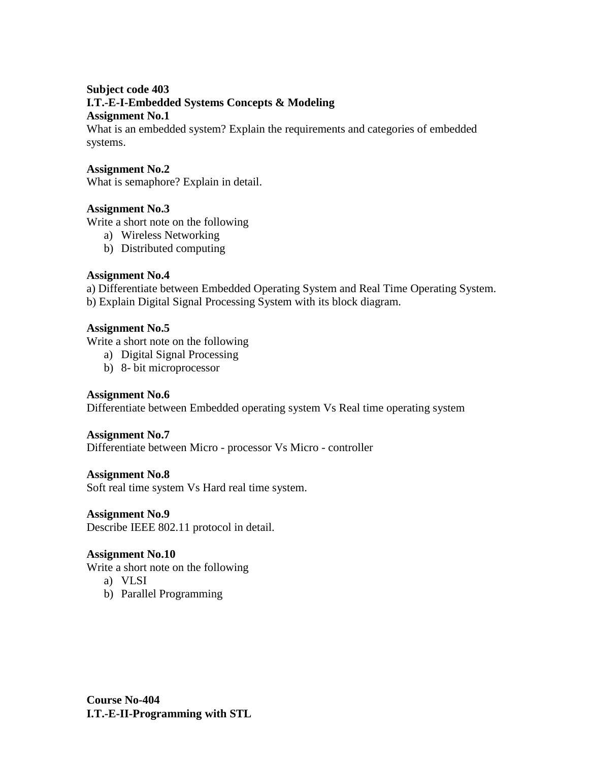**Subject code 403**

**I.T.-E-I-Embedded Systems Concepts & Modeling**

**Assignment No.1**

What is an embedded system? Explain the requirements and categories of embedded systems.

**Assignment No.2**

What is semaphore? Explain in detail.

**Assignment No.3**

Write a short note on the following

a) Wireless Networking
b) Distributed computing

**Assignment No.4**

a) Differentiate between Embedded Operating System and Real Time Operating System.
b) Explain Digital Signal Processing System with its block diagram.

**Assignment No.5**

Write a short note on the following

a) Digital Signal Processing
b) 8- bit microprocessor

**Assignment No.6**

Differentiate between Embedded operating system Vs Real time operating system

**Assignment No.7**

Differentiate between Micro - processor Vs Micro - controller

**Assignment No.8**

Soft real time system Vs Hard real time system.

**Assignment No.9**

Describe IEEE 802.11 protocol in detail.

**Assignment No.10**

Write a short note on the following

a) VLSI
b) Parallel Programming

**Course No-404**

**I.T.-E-II-Programming with STL**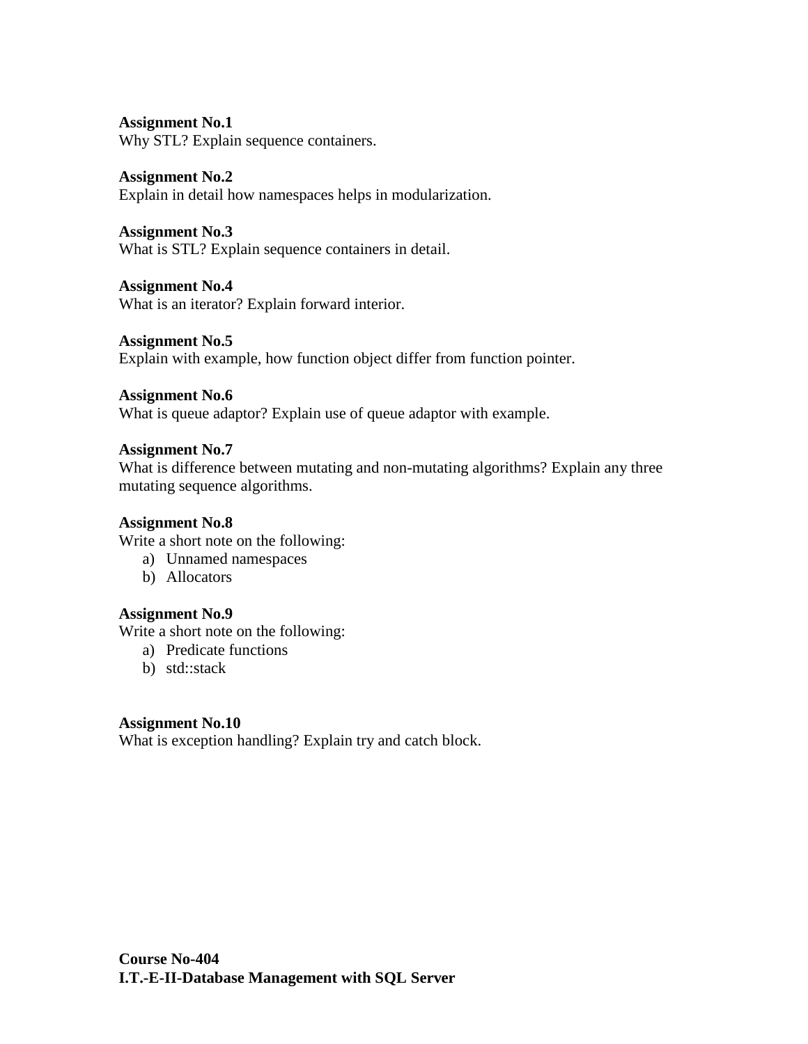**Assignment No.1**
Why STL? Explain sequence containers.

**Assignment No.2**
Explain in detail how namespaces helps in modularization.

**Assignment No.3**
What is STL? Explain sequence containers in detail.

**Assignment No.4**
What is an iterator? Explain forward interior.

**Assignment No.5**
Explain with example, how function object differ from function pointer.

**Assignment No.6**
What is queue adaptor? Explain use of queue adaptor with example.

**Assignment No.7**
What is difference between mutating and non-mutating algorithms? Explain any three mutating sequence algorithms.

**Assignment No.8**
Write a short note on the following:

a) Unnamed namespaces
b) Allocators

**Assignment No.9**
Write a short note on the following:

a) Predicate functions
b) std::stack

**Assignment No.10**
What is exception handling? Explain try and catch block.

**Course No-404**
**I.T.-E-II-Database Management with SQL Server**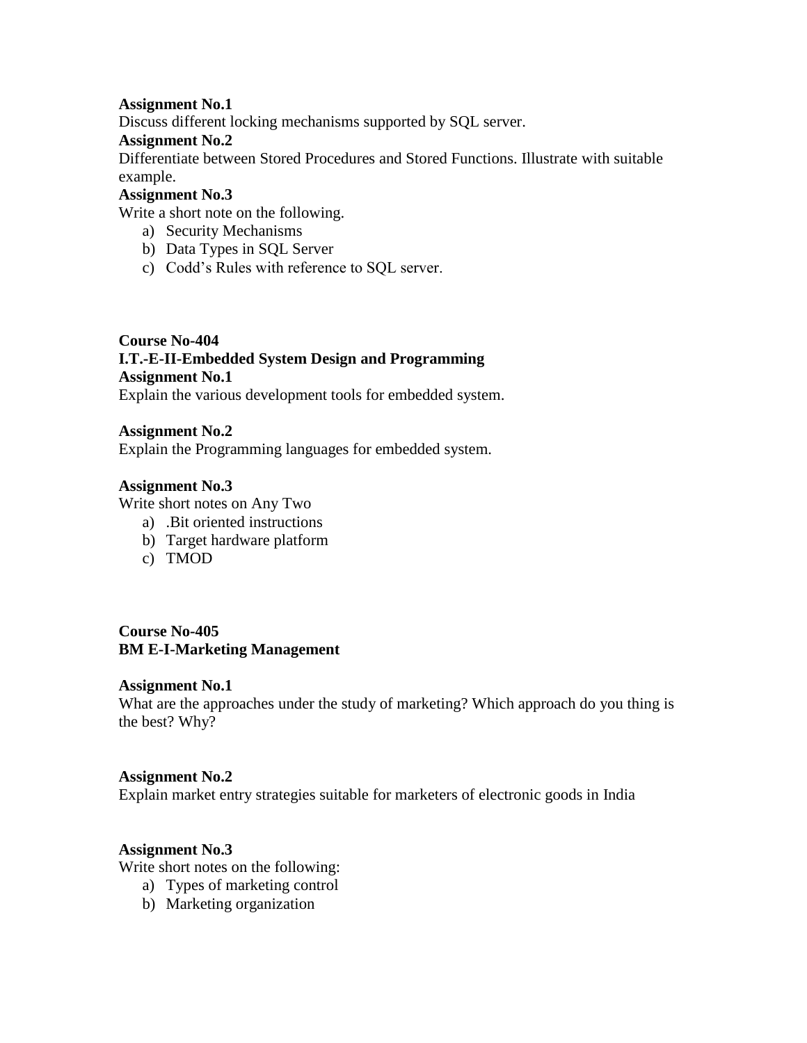**Assignment No.1**

Discuss different locking mechanisms supported by SQL server.

**Assignment No.2**

Differentiate between Stored Procedures and Stored Functions. Illustrate with suitable example.

**Assignment No.3**

Write a short note on the following.

a) Security Mechanisms
b) Data Types in SQL Server
c) Codd's Rules with reference to SQL server.

**Course No-404**

**I.T.-E-II-Embedded System Design and Programming**

**Assignment No.1**

Explain the various development tools for embedded system.

**Assignment No.2**

Explain the Programming languages for embedded system.

**Assignment No.3**

Write short notes on Any Two

a) .Bit oriented instructions
b) Target hardware platform
c) TMOD

**Course No-405**

**BM E-I-Marketing Management**

**Assignment No.1**

What are the approaches under the study of marketing? Which approach do you thing is the best? Why?

**Assignment No.2**

Explain market entry strategies suitable for marketers of electronic goods in India

**Assignment No.3**

Write short notes on the following:

a) Types of marketing control
b) Marketing organization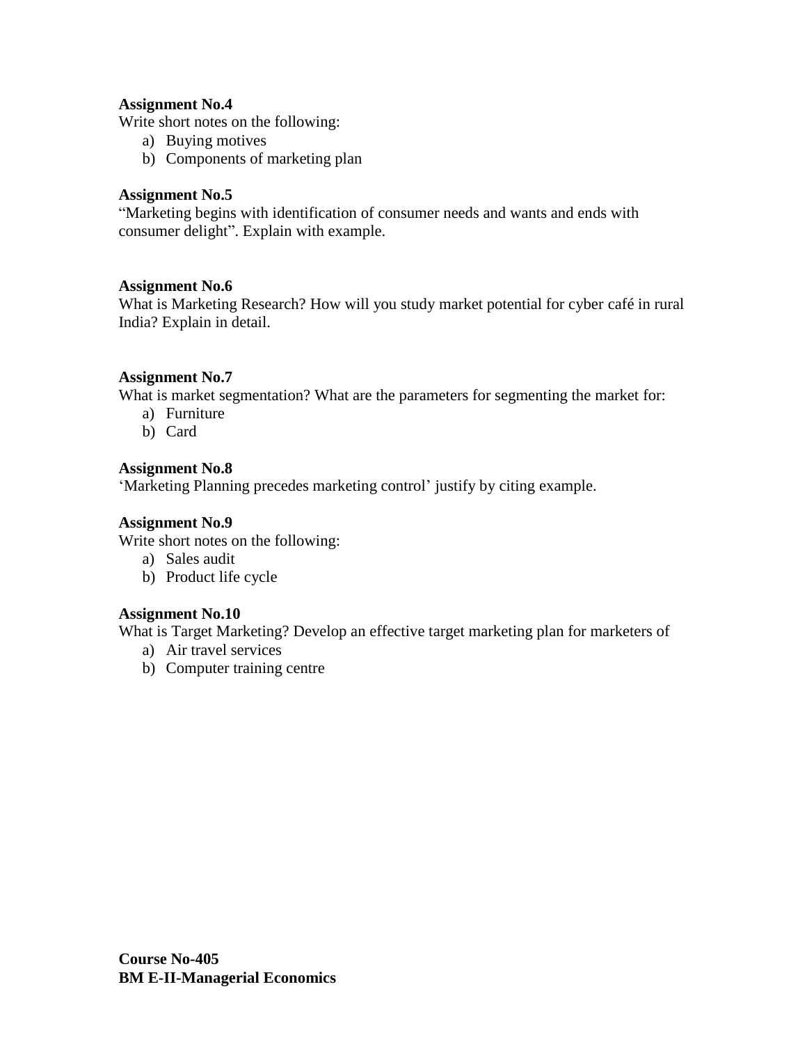**Assignment No.4**

Write short notes on the following:

a) Buying motives
b) Components of marketing plan

**Assignment No.5**

"Marketing begins with identification of consumer needs and wants and ends with consumer delight". Explain with example.

**Assignment No.6**

What is Marketing Research? How will you study market potential for cyber café in rural India? Explain in detail.

**Assignment No.7**

What is market segmentation? What are the parameters for segmenting the market for:

a) Furniture
b) Card

**Assignment No.8**

'Marketing Planning precedes marketing control' justify by citing example.

**Assignment No.9**

Write short notes on the following:

a) Sales audit
b) Product life cycle

**Assignment No.10**

What is Target Marketing? Develop an effective target marketing plan for marketers of

a) Air travel services
b) Computer training centre

**Course No-405**
**BM E-II-Managerial Economics**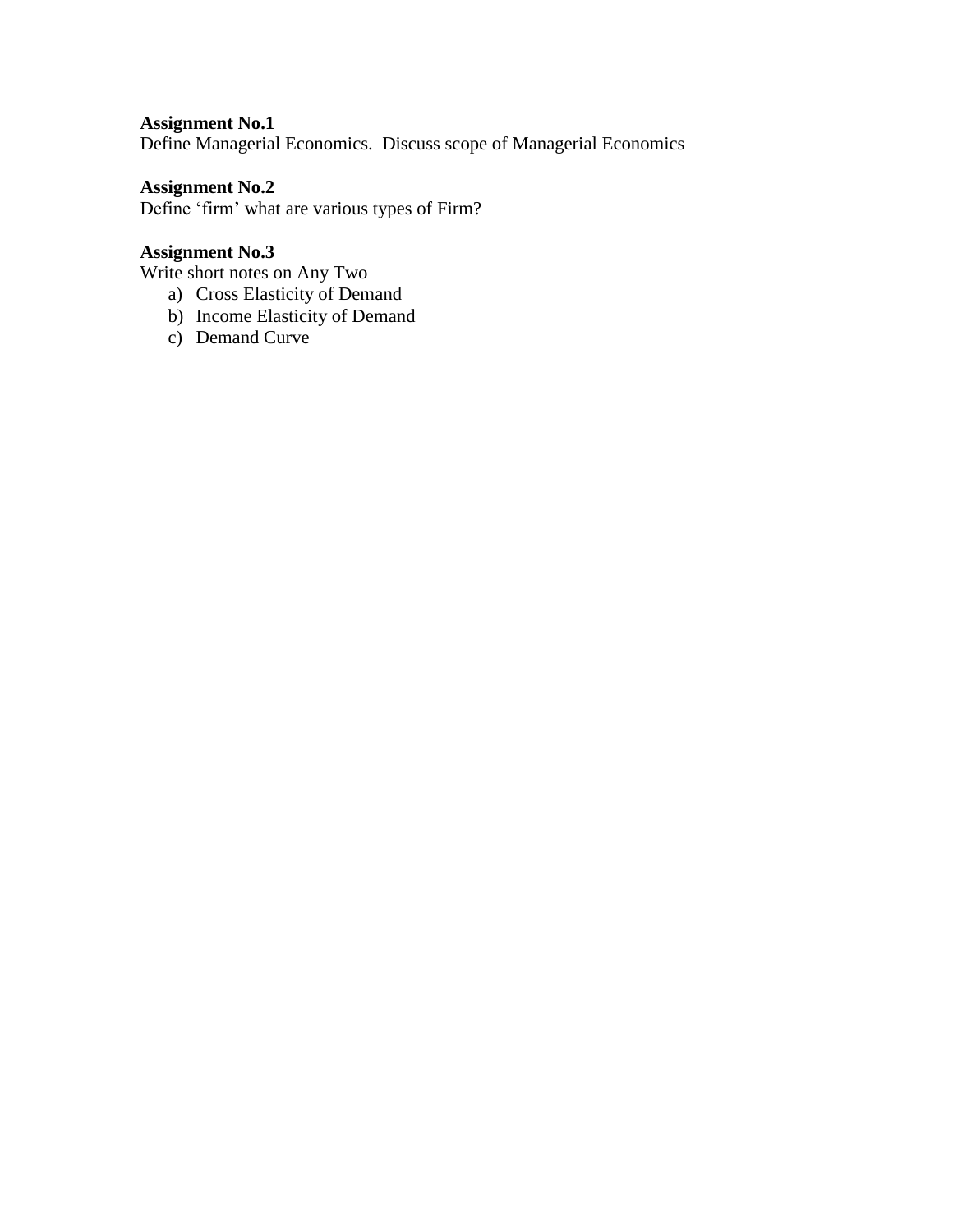**Assignment No.1**

Define Managerial Economics. Discuss scope of Managerial Economics

**Assignment No.2**

Define 'firm' what are various types of Firm?

**Assignment No.3**

Write short notes on Any Two

a) Cross Elasticity of Demand
b) Income Elasticity of Demand
c) Demand Curve